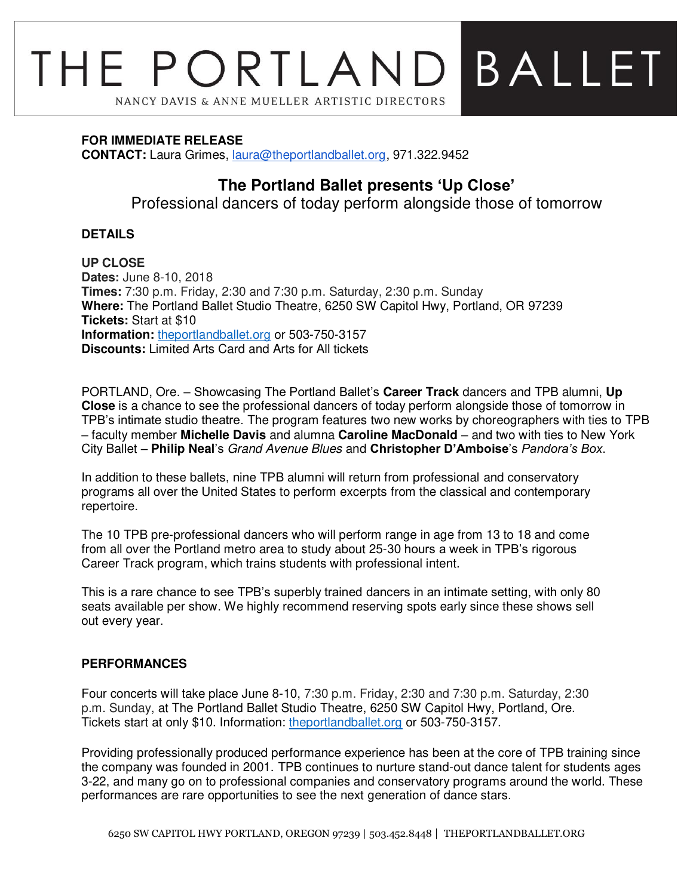# THE PORTLAND BALLET

NANCY DAVIS & ANNE MUELLER ARTISTIC DIRECTORS

**FOR IMMEDIATE RELEASE**
**CONTACT:** Laura Grimes, laura@theportlandballet.org, 971.322.9452

## The Portland Ballet presents 'Up Close'

Professional dancers of today perform alongside those of tomorrow

### DETAILS

**UP CLOSE**
**Dates:** June 8-10, 2018
**Times:** 7:30 p.m. Friday, 2:30 and 7:30 p.m. Saturday, 2:30 p.m. Sunday
**Where:** The Portland Ballet Studio Theatre, 6250 SW Capitol Hwy, Portland, OR 97239
**Tickets:** Start at $10
**Information:** theportlandballet.org or 503-750-3157
**Discounts:** Limited Arts Card and Arts for All tickets

PORTLAND, Ore. – Showcasing The Portland Ballet's **Career Track** dancers and TPB alumni, **Up Close** is a chance to see the professional dancers of today perform alongside those of tomorrow in TPB's intimate studio theatre. The program features two new works by choreographers with ties to TPB – faculty member **Michelle Davis** and alumna **Caroline MacDonald** – and two with ties to New York City Ballet – **Philip Neal**'s *Grand Avenue Blues* and **Christopher D'Amboise**'s *Pandora's Box*.

In addition to these ballets, nine TPB alumni will return from professional and conservatory programs all over the United States to perform excerpts from the classical and contemporary repertoire.

The 10 TPB pre-professional dancers who will perform range in age from 13 to 18 and come from all over the Portland metro area to study about 25-30 hours a week in TPB's rigorous Career Track program, which trains students with professional intent.

This is a rare chance to see TPB's superbly trained dancers in an intimate setting, with only 80 seats available per show. We highly recommend reserving spots early since these shows sell out every year.

### PERFORMANCES

Four concerts will take place June 8-10, 7:30 p.m. Friday, 2:30 and 7:30 p.m. Saturday, 2:30 p.m. Sunday, at The Portland Ballet Studio Theatre, 6250 SW Capitol Hwy, Portland, Ore. Tickets start at only $10. Information: theportlandballet.org or 503-750-3157.

Providing professionally produced performance experience has been at the core of TPB training since the company was founded in 2001. TPB continues to nurture stand-out dance talent for students ages 3-22, and many go on to professional companies and conservatory programs around the world. These performances are rare opportunities to see the next generation of dance stars.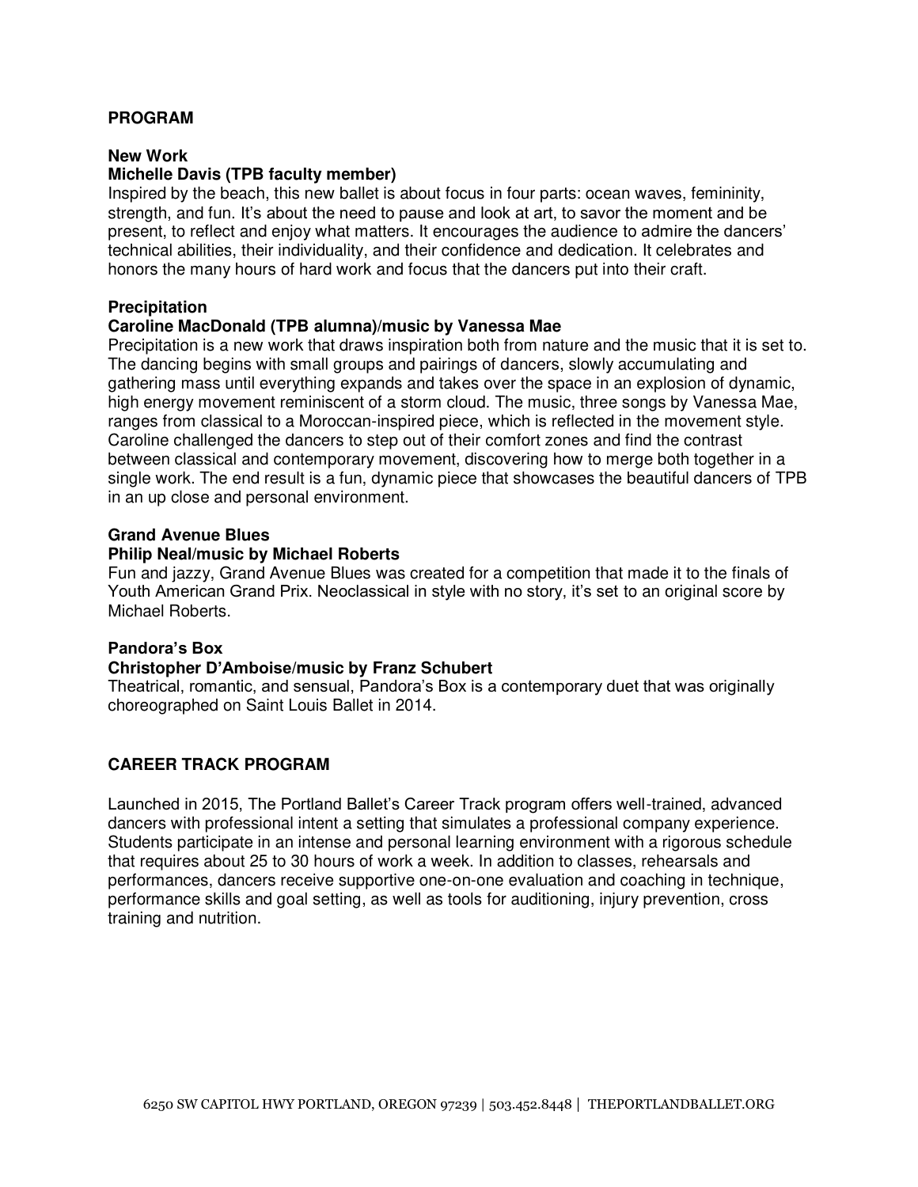## PROGRAM

**New Work**
**Michelle Davis (TPB faculty member)**
Inspired by the beach, this new ballet is about focus in four parts: ocean waves, femininity, strength, and fun. It's about the need to pause and look at art, to savor the moment and be present, to reflect and enjoy what matters. It encourages the audience to admire the dancers' technical abilities, their individuality, and their confidence and dedication. It celebrates and honors the many hours of hard work and focus that the dancers put into their craft.

**Precipitation**
**Caroline MacDonald (TPB alumna)/music by Vanessa Mae**
Precipitation is a new work that draws inspiration both from nature and the music that it is set to. The dancing begins with small groups and pairings of dancers, slowly accumulating and gathering mass until everything expands and takes over the space in an explosion of dynamic, high energy movement reminiscent of a storm cloud. The music, three songs by Vanessa Mae, ranges from classical to a Moroccan-inspired piece, which is reflected in the movement style. Caroline challenged the dancers to step out of their comfort zones and find the contrast between classical and contemporary movement, discovering how to merge both together in a single work. The end result is a fun, dynamic piece that showcases the beautiful dancers of TPB in an up close and personal environment.

**Grand Avenue Blues**
**Philip Neal/music by Michael Roberts**
Fun and jazzy, Grand Avenue Blues was created for a competition that made it to the finals of Youth American Grand Prix. Neoclassical in style with no story, it's set to an original score by Michael Roberts.

**Pandora's Box**
**Christopher D'Amboise/music by Franz Schubert**
Theatrical, romantic, and sensual, Pandora's Box is a contemporary duet that was originally choreographed on Saint Louis Ballet in 2014.

## CAREER TRACK PROGRAM

Launched in 2015, The Portland Ballet's Career Track program offers well-trained, advanced dancers with professional intent a setting that simulates a professional company experience. Students participate in an intense and personal learning environment with a rigorous schedule that requires about 25 to 30 hours of work a week. In addition to classes, rehearsals and performances, dancers receive supportive one-on-one evaluation and coaching in technique, performance skills and goal setting, as well as tools for auditioning, injury prevention, cross training and nutrition.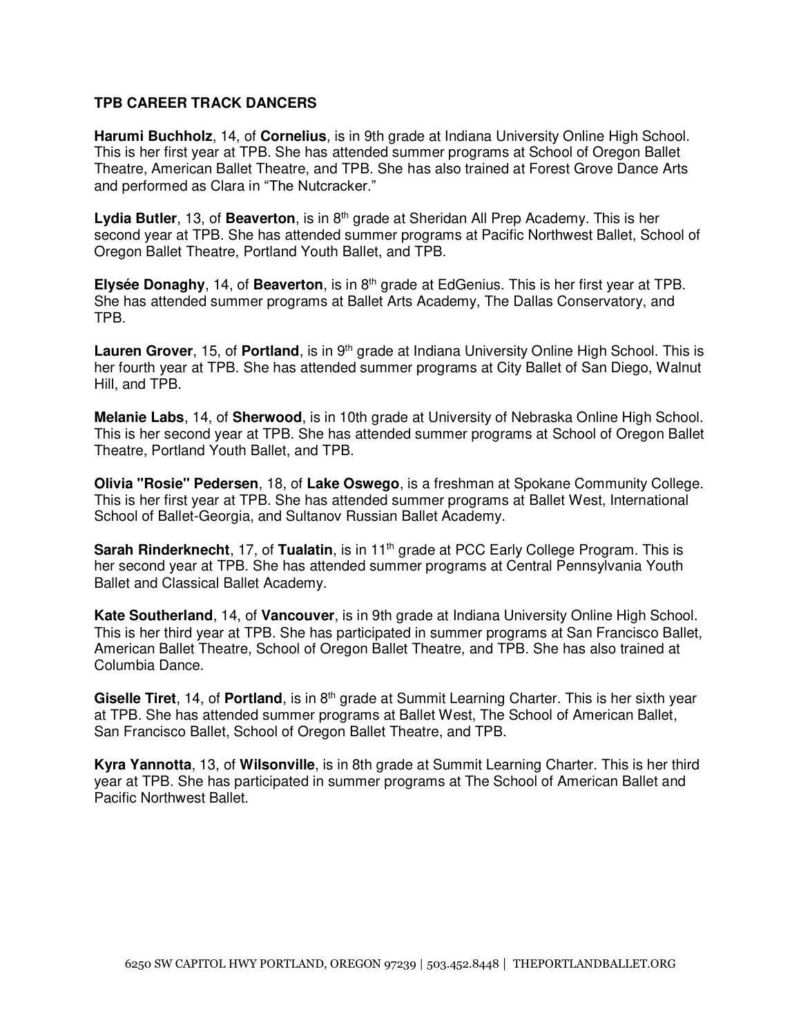### TPB CAREER TRACK DANCERS

**Harumi Buchholz**, 14, of **Cornelius**, is in 9th grade at Indiana University Online High School. This is her first year at TPB. She has attended summer programs at School of Oregon Ballet Theatre, American Ballet Theatre, and TPB. She has also trained at Forest Grove Dance Arts and performed as Clara in "The Nutcracker."

**Lydia Butler**, 13, of **Beaverton**, is in 8th grade at Sheridan All Prep Academy. This is her second year at TPB. She has attended summer programs at Pacific Northwest Ballet, School of Oregon Ballet Theatre, Portland Youth Ballet, and TPB.

**Elysée Donaghy**, 14, of **Beaverton**, is in 8th grade at EdGenius. This is her first year at TPB. She has attended summer programs at Ballet Arts Academy, The Dallas Conservatory, and TPB.

**Lauren Grover**, 15, of **Portland**, is in 9th grade at Indiana University Online High School. This is her fourth year at TPB. She has attended summer programs at City Ballet of San Diego, Walnut Hill, and TPB.

**Melanie Labs**, 14, of **Sherwood**, is in 10th grade at University of Nebraska Online High School. This is her second year at TPB. She has attended summer programs at School of Oregon Ballet Theatre, Portland Youth Ballet, and TPB.

**Olivia "Rosie" Pedersen**, 18, of **Lake Oswego**, is a freshman at Spokane Community College. This is her first year at TPB. She has attended summer programs at Ballet West, International School of Ballet-Georgia, and Sultanov Russian Ballet Academy.

**Sarah Rinderknecht**, 17, of **Tualatin**, is in 11th grade at PCC Early College Program. This is her second year at TPB. She has attended summer programs at Central Pennsylvania Youth Ballet and Classical Ballet Academy.

**Kate Southerland**, 14, of **Vancouver**, is in 9th grade at Indiana University Online High School. This is her third year at TPB. She has participated in summer programs at San Francisco Ballet, American Ballet Theatre, School of Oregon Ballet Theatre, and TPB. She has also trained at Columbia Dance.

**Giselle Tiret**, 14, of **Portland**, is in 8th grade at Summit Learning Charter. This is her sixth year at TPB. She has attended summer programs at Ballet West, The School of American Ballet, San Francisco Ballet, School of Oregon Ballet Theatre, and TPB.

**Kyra Yannotta**, 13, of **Wilsonville**, is in 8th grade at Summit Learning Charter. This is her third year at TPB. She has participated in summer programs at The School of American Ballet and Pacific Northwest Ballet.

6250 SW CAPITOL HWY PORTLAND, OREGON 97239 | 503.452.8448 | THEPORTLANDBALLET.ORG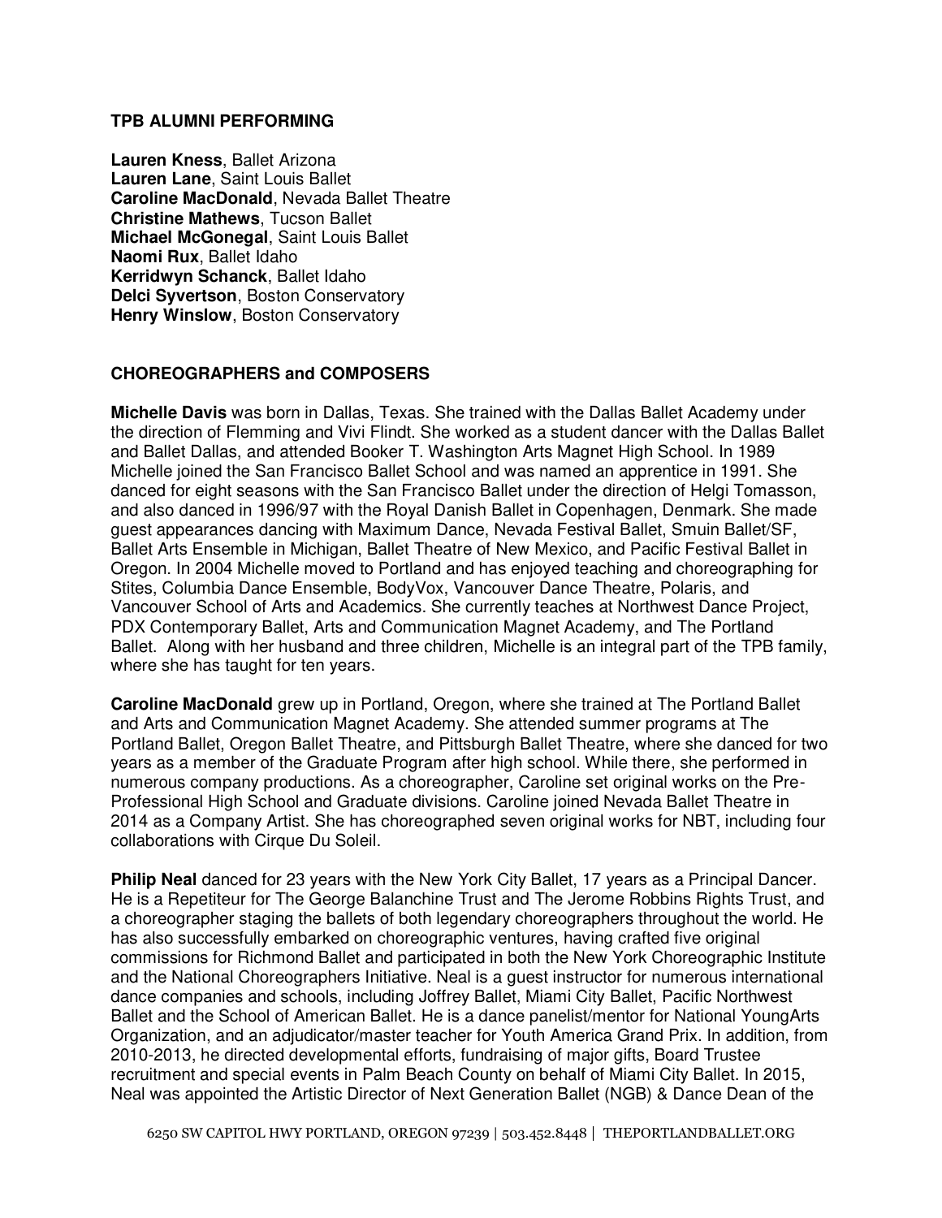### TPB ALUMNI PERFORMING

**Lauren Kness**, Ballet Arizona
**Lauren Lane**, Saint Louis Ballet
**Caroline MacDonald**, Nevada Ballet Theatre
**Christine Mathews**, Tucson Ballet
**Michael McGonegal**, Saint Louis Ballet
**Naomi Rux**, Ballet Idaho
**Kerridwyn Schanck**, Ballet Idaho
**Delci Syvertson**, Boston Conservatory
**Henry Winslow**, Boston Conservatory

### CHOREOGRAPHERS and COMPOSERS

**Michelle Davis** was born in Dallas, Texas. She trained with the Dallas Ballet Academy under the direction of Flemming and Vivi Flindt. She worked as a student dancer with the Dallas Ballet and Ballet Dallas, and attended Booker T. Washington Arts Magnet High School. In 1989 Michelle joined the San Francisco Ballet School and was named an apprentice in 1991. She danced for eight seasons with the San Francisco Ballet under the direction of Helgi Tomasson, and also danced in 1996/97 with the Royal Danish Ballet in Copenhagen, Denmark. She made guest appearances dancing with Maximum Dance, Nevada Festival Ballet, Smuin Ballet/SF, Ballet Arts Ensemble in Michigan, Ballet Theatre of New Mexico, and Pacific Festival Ballet in Oregon. In 2004 Michelle moved to Portland and has enjoyed teaching and choreographing for Stites, Columbia Dance Ensemble, BodyVox, Vancouver Dance Theatre, Polaris, and Vancouver School of Arts and Academics. She currently teaches at Northwest Dance Project, PDX Contemporary Ballet, Arts and Communication Magnet Academy, and The Portland Ballet. Along with her husband and three children, Michelle is an integral part of the TPB family, where she has taught for ten years.

**Caroline MacDonald** grew up in Portland, Oregon, where she trained at The Portland Ballet and Arts and Communication Magnet Academy. She attended summer programs at The Portland Ballet, Oregon Ballet Theatre, and Pittsburgh Ballet Theatre, where she danced for two years as a member of the Graduate Program after high school. While there, she performed in numerous company productions. As a choreographer, Caroline set original works on the Pre-Professional High School and Graduate divisions. Caroline joined Nevada Ballet Theatre in 2014 as a Company Artist. She has choreographed seven original works for NBT, including four collaborations with Cirque Du Soleil.

**Philip Neal** danced for 23 years with the New York City Ballet, 17 years as a Principal Dancer. He is a Repetiteur for The George Balanchine Trust and The Jerome Robbins Rights Trust, and a choreographer staging the ballets of both legendary choreographers throughout the world. He has also successfully embarked on choreographic ventures, having crafted five original commissions for Richmond Ballet and participated in both the New York Choreographic Institute and the National Choreographers Initiative. Neal is a guest instructor for numerous international dance companies and schools, including Joffrey Ballet, Miami City Ballet, Pacific Northwest Ballet and the School of American Ballet. He is a dance panelist/mentor for National YoungArts Organization, and an adjudicator/master teacher for Youth America Grand Prix. In addition, from 2010-2013, he directed developmental efforts, fundraising of major gifts, Board Trustee recruitment and special events in Palm Beach County on behalf of Miami City Ballet. In 2015, Neal was appointed the Artistic Director of Next Generation Ballet (NGB) & Dance Dean of the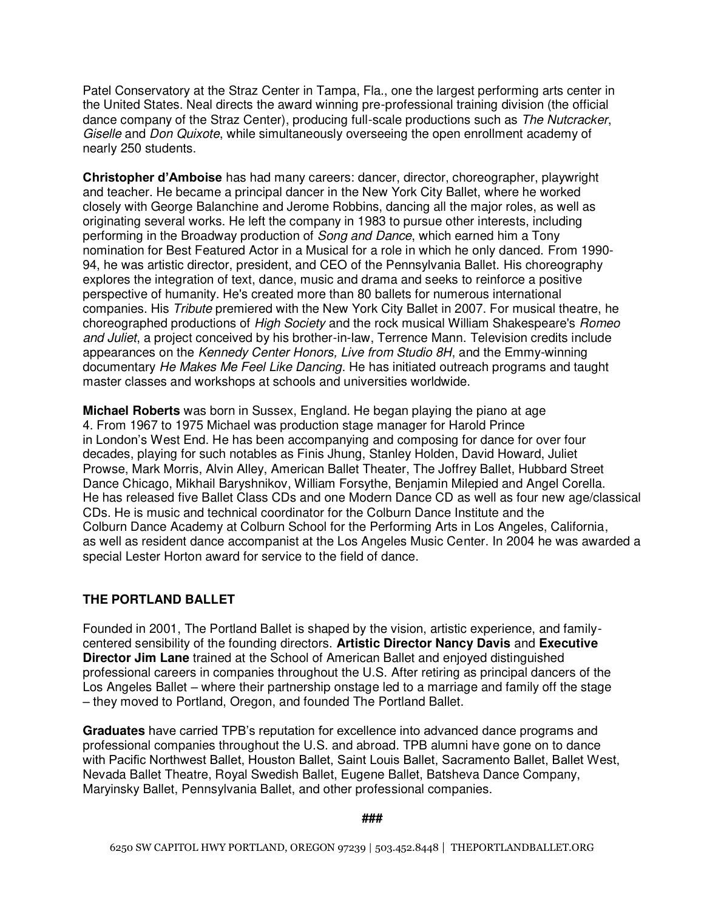Patel Conservatory at the Straz Center in Tampa, Fla., one the largest performing arts center in the United States. Neal directs the award winning pre-professional training division (the official dance company of the Straz Center), producing full-scale productions such as *The Nutcracker*, *Giselle* and *Don Quixote*, while simultaneously overseeing the open enrollment academy of nearly 250 students.

**Christopher d'Amboise** has had many careers: dancer, director, choreographer, playwright and teacher. He became a principal dancer in the New York City Ballet, where he worked closely with George Balanchine and Jerome Robbins, dancing all the major roles, as well as originating several works. He left the company in 1983 to pursue other interests, including performing in the Broadway production of *Song and Dance*, which earned him a Tony nomination for Best Featured Actor in a Musical for a role in which he only danced. From 1990-94, he was artistic director, president, and CEO of the Pennsylvania Ballet. His choreography explores the integration of text, dance, music and drama and seeks to reinforce a positive perspective of humanity. He's created more than 80 ballets for numerous international companies. His *Tribute* premiered with the New York City Ballet in 2007. For musical theatre, he choreographed productions of *High Society* and the rock musical William Shakespeare's *Romeo and Juliet*, a project conceived by his brother-in-law, Terrence Mann. Television credits include appearances on the *Kennedy Center Honors, Live from Studio 8H*, and the Emmy-winning documentary *He Makes Me Feel Like Dancing*. He has initiated outreach programs and taught master classes and workshops at schools and universities worldwide.

**Michael Roberts** was born in Sussex, England. He began playing the piano at age 4. From 1967 to 1975 Michael was production stage manager for Harold Prince in London's West End. He has been accompanying and composing for dance for over four decades, playing for such notables as Finis Jhung, Stanley Holden, David Howard, Juliet Prowse, Mark Morris, Alvin Alley, American Ballet Theater, The Joffrey Ballet, Hubbard Street Dance Chicago, Mikhail Baryshnikov, William Forsythe, Benjamin Milepied and Angel Corella. He has released five Ballet Class CDs and one Modern Dance CD as well as four new age/classical CDs. He is music and technical coordinator for the Colburn Dance Institute and the Colburn Dance Academy at Colburn School for the Performing Arts in Los Angeles, California, as well as resident dance accompanist at the Los Angeles Music Center. In 2004 he was awarded a special Lester Horton award for service to the field of dance.

## THE PORTLAND BALLET

Founded in 2001, The Portland Ballet is shaped by the vision, artistic experience, and family-centered sensibility of the founding directors. **Artistic Director Nancy Davis** and **Executive Director Jim Lane** trained at the School of American Ballet and enjoyed distinguished professional careers in companies throughout the U.S. After retiring as principal dancers of the Los Angeles Ballet – where their partnership onstage led to a marriage and family off the stage – they moved to Portland, Oregon, and founded The Portland Ballet.

**Graduates** have carried TPB's reputation for excellence into advanced dance programs and professional companies throughout the U.S. and abroad. TPB alumni have gone on to dance with Pacific Northwest Ballet, Houston Ballet, Saint Louis Ballet, Sacramento Ballet, Ballet West, Nevada Ballet Theatre, Royal Swedish Ballet, Eugene Ballet, Batsheva Dance Company, Maryinsky Ballet, Pennsylvania Ballet, and other professional companies.

**###**

6250 SW CAPITOL HWY PORTLAND, OREGON 97239 | 503.452.8448 | THEPORTLANDBALLET.ORG